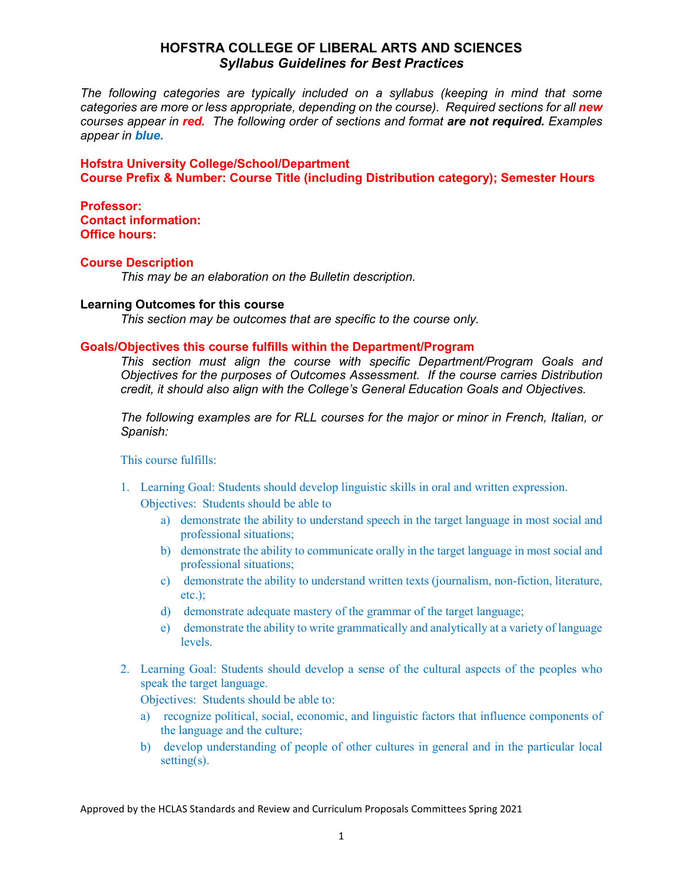# HOFSTRA COLLEGE OF LIBERAL ARTS AND SCIENCES
## *Syllabus Guidelines for Best Practices*

*The following categories are typically included on a syllabus (keeping in mind that some categories are more or less appropriate, depending on the course). Required sections for all **new** courses appear in **red.** The following order of sections and format **are not required.** Examples appear in **blue.***

**Hofstra University College/School/Department**
**Course Prefix & Number: Course Title (including Distribution category); Semester Hours**

**Professor:**
**Contact information:**
**Office hours:**

### Course Description

*This may be an elaboration on the Bulletin description.*

### Learning Outcomes for this course

*This section may be outcomes that are specific to the course only.*

### Goals/Objectives this course fulfills within the Department/Program

*This section must align the course with specific Department/Program Goals and Objectives for the purposes of Outcomes Assessment. If the course carries Distribution credit, it should also align with the College's General Education Goals and Objectives.*

*The following examples are for RLL courses for the major or minor in French, Italian, or Spanish:*

This course fulfills:

1. Learning Goal: Students should develop linguistic skills in oral and written expression.
   Objectives: Students should be able to
   a) demonstrate the ability to understand speech in the target language in most social and professional situations;
   b) demonstrate the ability to communicate orally in the target language in most social and professional situations;
   c) demonstrate the ability to understand written texts (journalism, non-fiction, literature, etc.);
   d) demonstrate adequate mastery of the grammar of the target language;
   e) demonstrate the ability to write grammatically and analytically at a variety of language levels.

2. Learning Goal: Students should develop a sense of the cultural aspects of the peoples who speak the target language.
   Objectives: Students should be able to:
   a) recognize political, social, economic, and linguistic factors that influence components of the language and the culture;
   b) develop understanding of people of other cultures in general and in the particular local setting(s).

Approved by the HCLAS Standards and Review and Curriculum Proposals Committees Spring 2021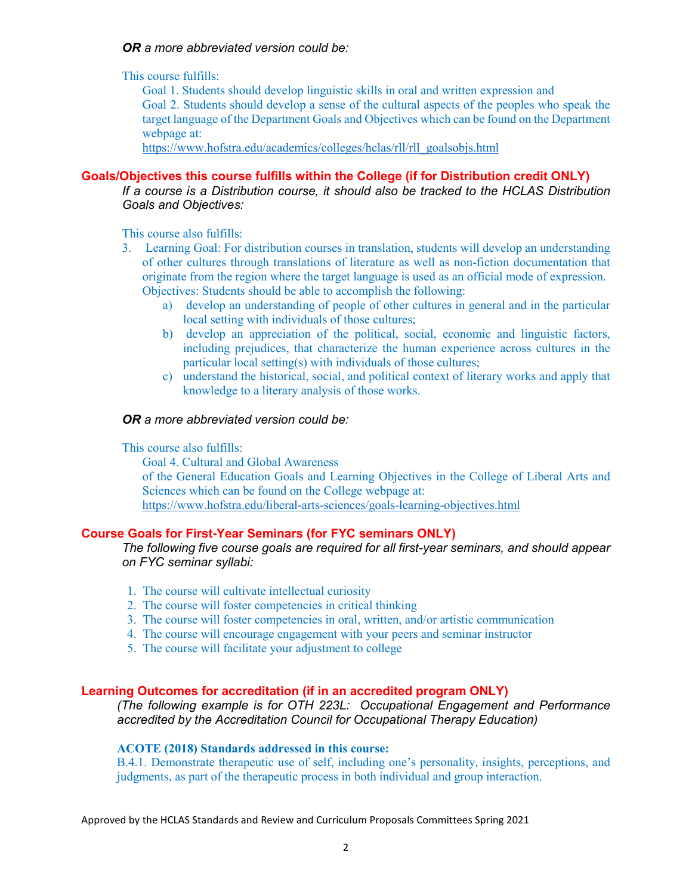***OR*** *a more abbreviated version could be:*

This course fulfills:

Goal 1. Students should develop linguistic skills in oral and written expression and
Goal 2. Students should develop a sense of the cultural aspects of the peoples who speak the target language of the Department Goals and Objectives which can be found on the Department webpage at:
https://www.hofstra.edu/academics/colleges/hclas/rll/rll_goalsobjs.html

## Goals/Objectives this course fulfills within the College (if for Distribution credit ONLY)

*If a course is a Distribution course, it should also be tracked to the HCLAS Distribution Goals and Objectives:*

This course also fulfills:

3. Learning Goal: For distribution courses in translation, students will develop an understanding of other cultures through translations of literature as well as non-fiction documentation that originate from the region where the target language is used as an official mode of expression.
   Objectives: Students should be able to accomplish the following:
   a) develop an understanding of people of other cultures in general and in the particular local setting with individuals of those cultures;
   b) develop an appreciation of the political, social, economic and linguistic factors, including prejudices, that characterize the human experience across cultures in the particular local setting(s) with individuals of those cultures;
   c) understand the historical, social, and political context of literary works and apply that knowledge to a literary analysis of those works.

***OR*** *a more abbreviated version could be:*

This course also fulfills:

Goal 4. Cultural and Global Awareness
of the General Education Goals and Learning Objectives in the College of Liberal Arts and Sciences which can be found on the College webpage at:
https://www.hofstra.edu/liberal-arts-sciences/goals-learning-objectives.html

## Course Goals for First-Year Seminars (for FYC seminars ONLY)

*The following five course goals are required for all first-year seminars, and should appear on FYC seminar syllabi:*

1. The course will cultivate intellectual curiosity
2. The course will foster competencies in critical thinking
3. The course will foster competencies in oral, written, and/or artistic communication
4. The course will encourage engagement with your peers and seminar instructor
5. The course will facilitate your adjustment to college

## Learning Outcomes for accreditation (if in an accredited program ONLY)

*(The following example is for OTH 223L: Occupational Engagement and Performance accredited by the Accreditation Council for Occupational Therapy Education)*

**ACOTE (2018) Standards addressed in this course:**

B.4.1. Demonstrate therapeutic use of self, including one's personality, insights, perceptions, and judgments, as part of the therapeutic process in both individual and group interaction.

Approved by the HCLAS Standards and Review and Curriculum Proposals Committees Spring 2021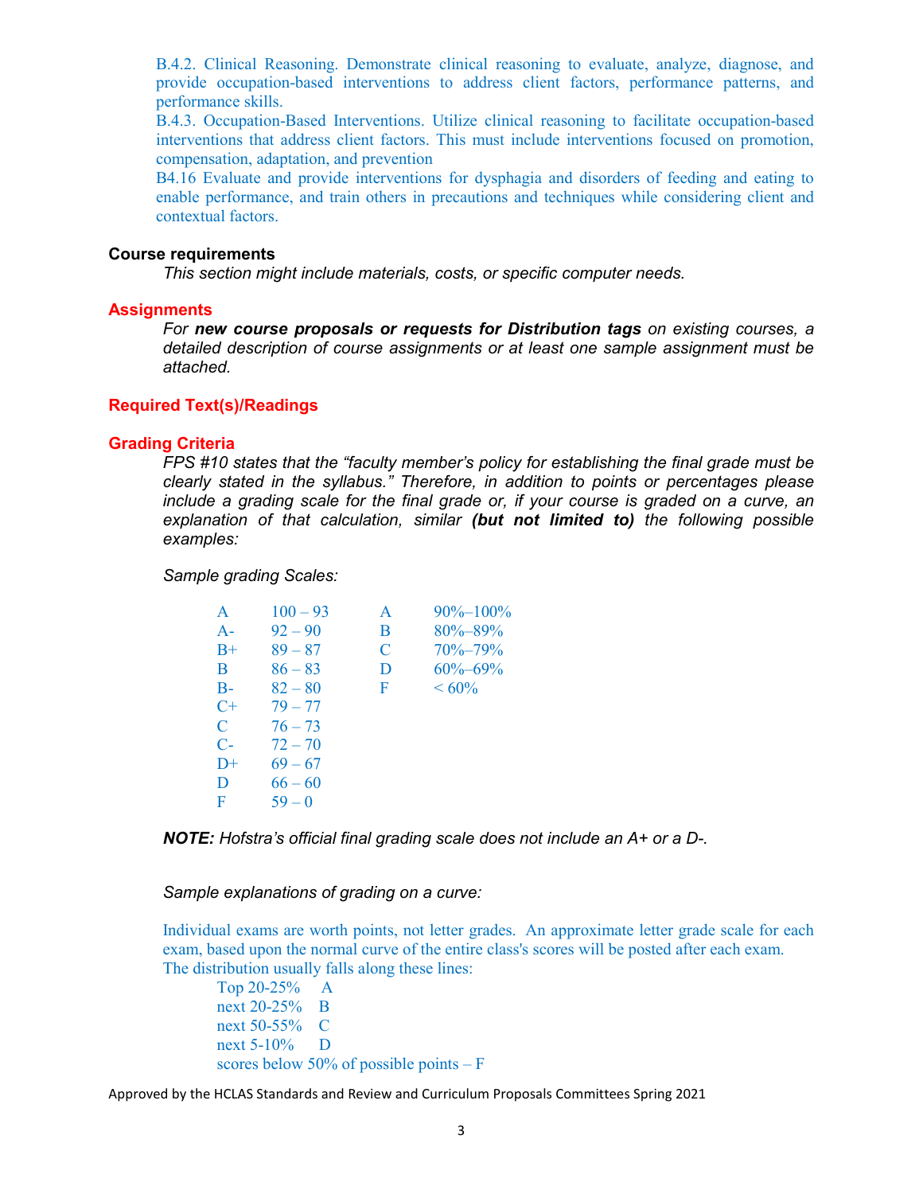B.4.2. Clinical Reasoning. Demonstrate clinical reasoning to evaluate, analyze, diagnose, and provide occupation-based interventions to address client factors, performance patterns, and performance skills.

B.4.3. Occupation-Based Interventions. Utilize clinical reasoning to facilitate occupation-based interventions that address client factors. This must include interventions focused on promotion, compensation, adaptation, and prevention

B4.16 Evaluate and provide interventions for dysphagia and disorders of feeding and eating to enable performance, and train others in precautions and techniques while considering client and contextual factors.

**Course requirements**

*This section might include materials, costs, or specific computer needs.*

**Assignments**

*For **new course proposals or requests for Distribution tags** on existing courses, a detailed description of course assignments or at least one sample assignment must be attached.*

**Required Text(s)/Readings**

**Grading Criteria**

*FPS #10 states that the "faculty member's policy for establishing the final grade must be clearly stated in the syllabus." Therefore, in addition to points or percentages please include a grading scale for the final grade or, if your course is graded on a curve, an explanation of that calculation, similar **(but not limited to)** the following possible examples:*

*Sample grading Scales:*

| | |
|---|---|
| A | 100 – 93 |
| A- | 92 – 90 |
| B+ | 89 – 87 |
| B | 86 – 83 |
| B- | 82 – 80 |
| C+ | 79 – 77 |
| C | 76 – 73 |
| C- | 72 – 70 |
| D+ | 69 – 67 |
| D | 66 – 60 |
| F | 59 – 0 |

| | |
|---|---|
| A | 90%–100% |
| B | 80%–89% |
| C | 70%–79% |
| D | 60%–69% |
| F | < 60% |

***NOTE:** Hofstra's official final grading scale does not include an A+ or a D-.*

*Sample explanations of grading on a curve:*

Individual exams are worth points, not letter grades. An approximate letter grade scale for each exam, based upon the normal curve of the entire class's scores will be posted after each exam. The distribution usually falls along these lines:

Top 20-25% A
next 20-25% B
next 50-55% C
next 5-10% D
scores below 50% of possible points – F

Approved by the HCLAS Standards and Review and Curriculum Proposals Committees Spring 2021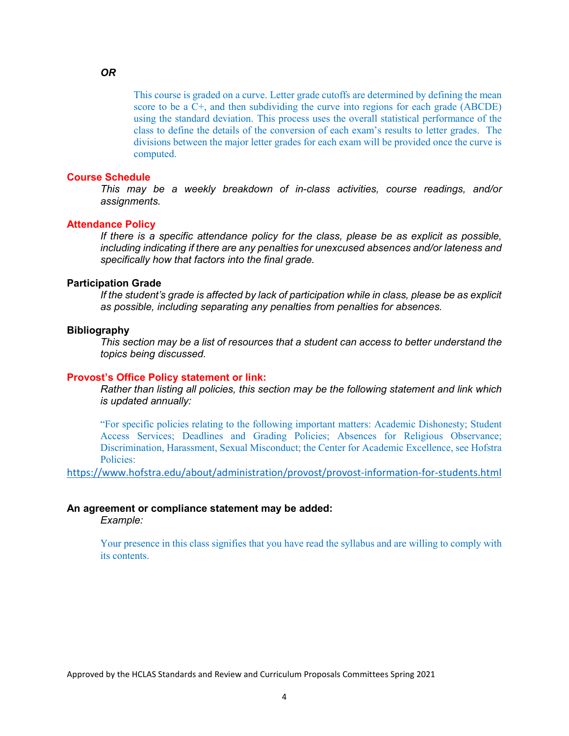***OR***

This course is graded on a curve. Letter grade cutoffs are determined by defining the mean score to be a C+, and then subdividing the curve into regions for each grade (ABCDE) using the standard deviation. This process uses the overall statistical performance of the class to define the details of the conversion of each exam's results to letter grades. The divisions between the major letter grades for each exam will be provided once the curve is computed.

**Course Schedule**

*This may be a weekly breakdown of in-class activities, course readings, and/or assignments.*

**Attendance Policy**

*If there is a specific attendance policy for the class, please be as explicit as possible, including indicating if there are any penalties for unexcused absences and/or lateness and specifically how that factors into the final grade.*

**Participation Grade**

*If the student's grade is affected by lack of participation while in class, please be as explicit as possible, including separating any penalties from penalties for absences.*

**Bibliography**

*This section may be a list of resources that a student can access to better understand the topics being discussed.*

**Provost's Office Policy statement or link:**

*Rather than listing all policies, this section may be the following statement and link which is updated annually:*

"For specific policies relating to the following important matters: Academic Dishonesty; Student Access Services; Deadlines and Grading Policies; Absences for Religious Observance; Discrimination, Harassment, Sexual Misconduct; the Center for Academic Excellence, see Hofstra Policies:

https://www.hofstra.edu/about/administration/provost/provost-information-for-students.html

**An agreement or compliance statement may be added:**

*Example:*

Your presence in this class signifies that you have read the syllabus and are willing to comply with its contents.

Approved by the HCLAS Standards and Review and Curriculum Proposals Committees Spring 2021